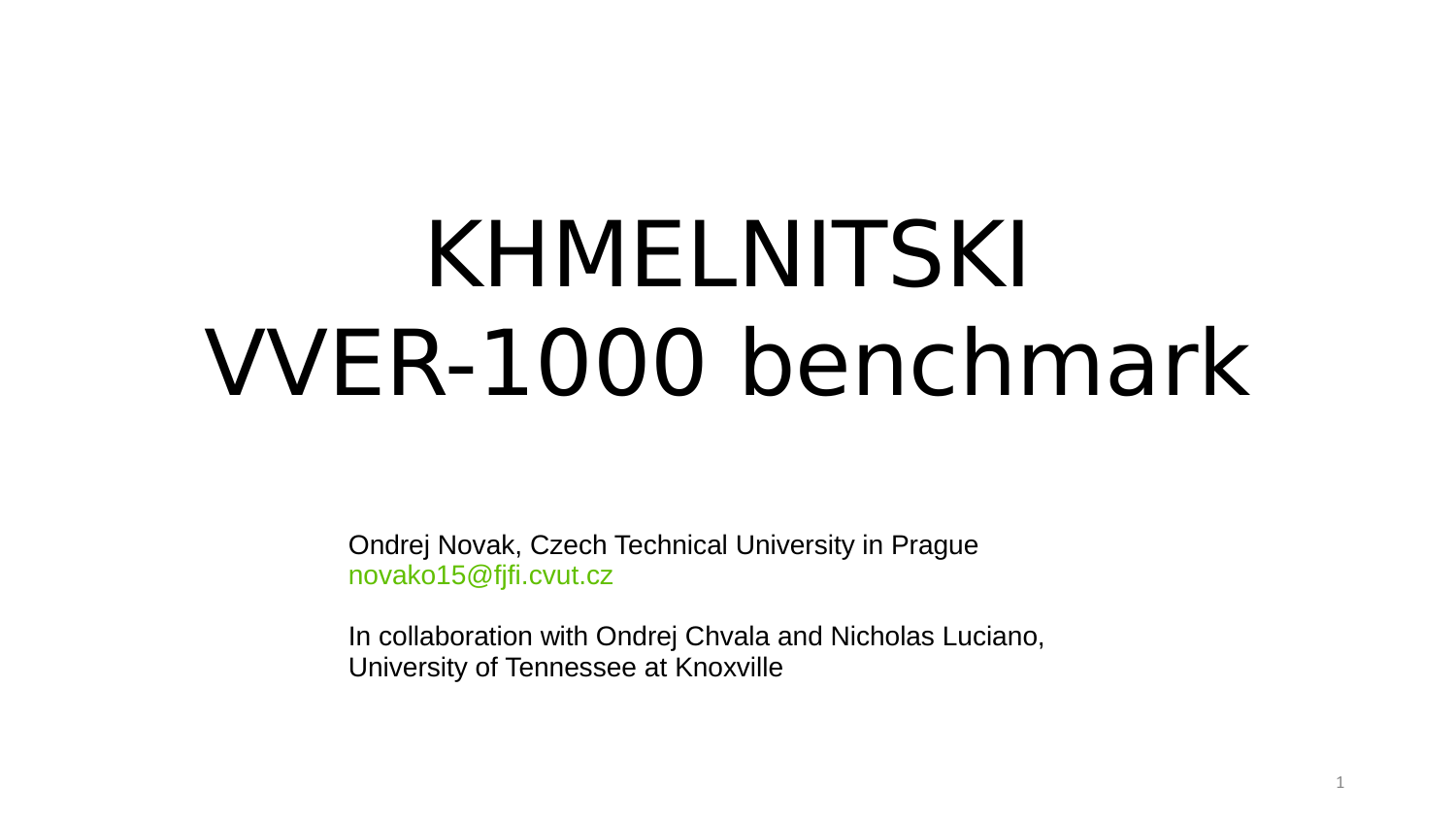# KHMELNITSKI VVER-1000 benchmark

Ondrej Novak, Czech Technical University in Prague
novako15@fjfi.cvut.cz

In collaboration with Ondrej Chvala and Nicholas Luciano, University of Tennessee at Knoxville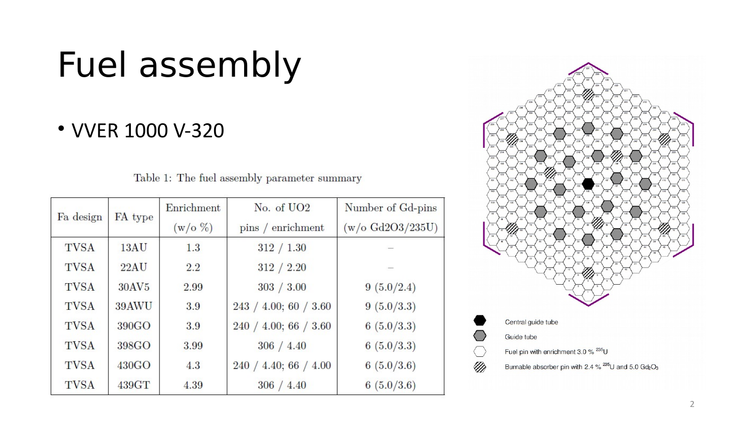# Fuel assembly

- VVER 1000 V-320

Table 1: The fuel assembly parameter summary

| Fa design | FA type | Enrichment (w/o %) | No. of UO2 pins / enrichment | Number of Gd-pins (w/o Gd2O3/235U) |
|---|---|---|---|---|
| TVSA | 13AU | 1.3 | 312 / 1.30 | – |
| TVSA | 22AU | 2.2 | 312 / 2.20 | – |
| TVSA | 30AV5 | 2.99 | 303 / 3.00 | 9 (5.0/2.4) |
| TVSA | 39AWU | 3.9 | 243 / 4.00; 60 / 3.60 | 9 (5.0/3.3) |
| TVSA | 390GO | 3.9 | 240 / 4.00; 66 / 3.60 | 6 (5.0/3.3) |
| TVSA | 398GO | 3.99 | 306 / 4.40 | 6 (5.0/3.3) |
| TVSA | 430GO | 4.3 | 240 / 4.40; 66 / 4.00 | 6 (5.0/3.6) |
| TVSA | 439GT | 4.39 | 306 / 4.40 | 6 (5.0/3.6) |

- Central guide tube
- Guide tube
- Fuel pin with enrichment 3.0 % $^{235}U$
- Burnable absorber pin with 2.4 % $^{235}U$ and 5.0 $Gd_2O_3$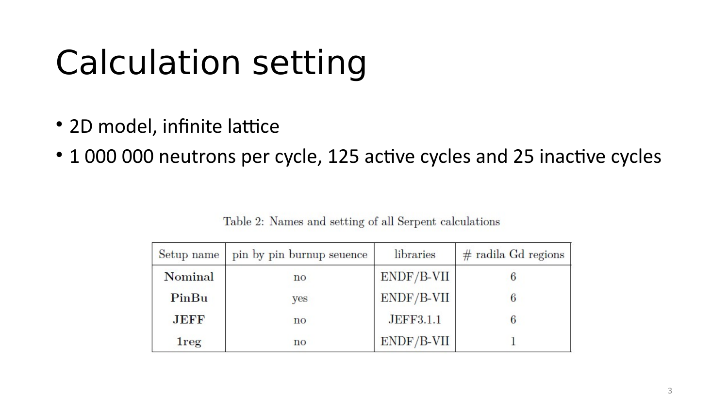# Calculation setting

- 2D model, infinite lattice
- 1 000 000 neutrons per cycle, 125 active cycles and 25 inactive cycles

Table 2: Names and setting of all Serpent calculations

| Setup name | pin by pin burnup seuence | libraries | # radila Gd regions |
|---|---|---|---|
| **Nominal** | no | ENDF/B-VII | 6 |
| **PinBu** | yes | ENDF/B-VII | 6 |
| **JEFF** | no | JEFF3.1.1 | 6 |
| **1reg** | no | ENDF/B-VII | 1 |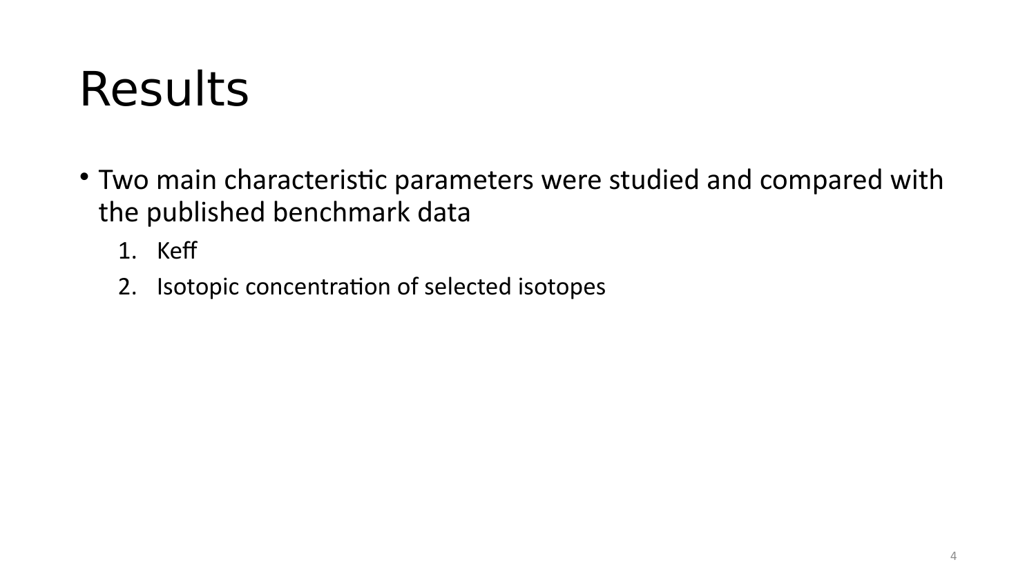# Results

- Two main characteristic parameters were studied and compared with the published benchmark data
    1. Keff
    2. Isotopic concentration of selected isotopes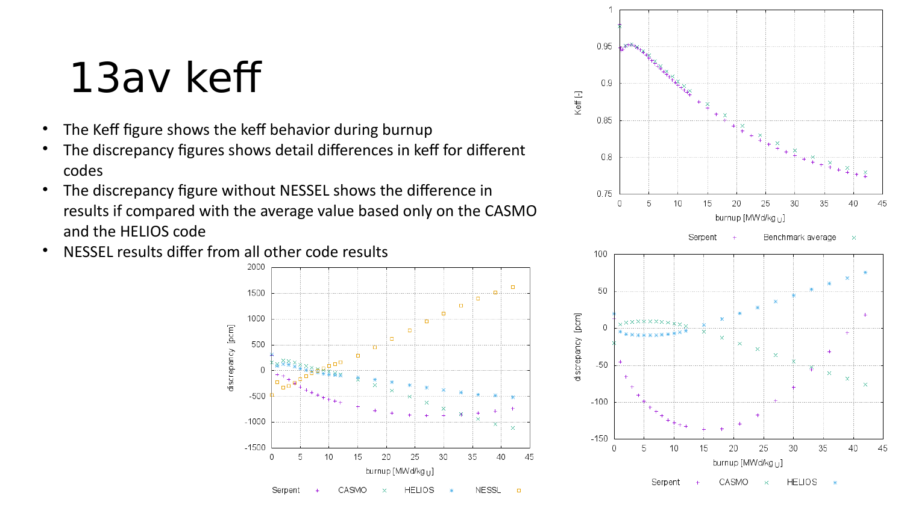# 13av keff

- The Keff figure shows the keff behavior during burnup
- The discrepancy figures shows detail differences in keff for different codes
- The discrepancy figure without NESSEL shows the difference in results if compared with the average value based only on the CASMO and the HELIOS code
- NESSEL results differ from all other code results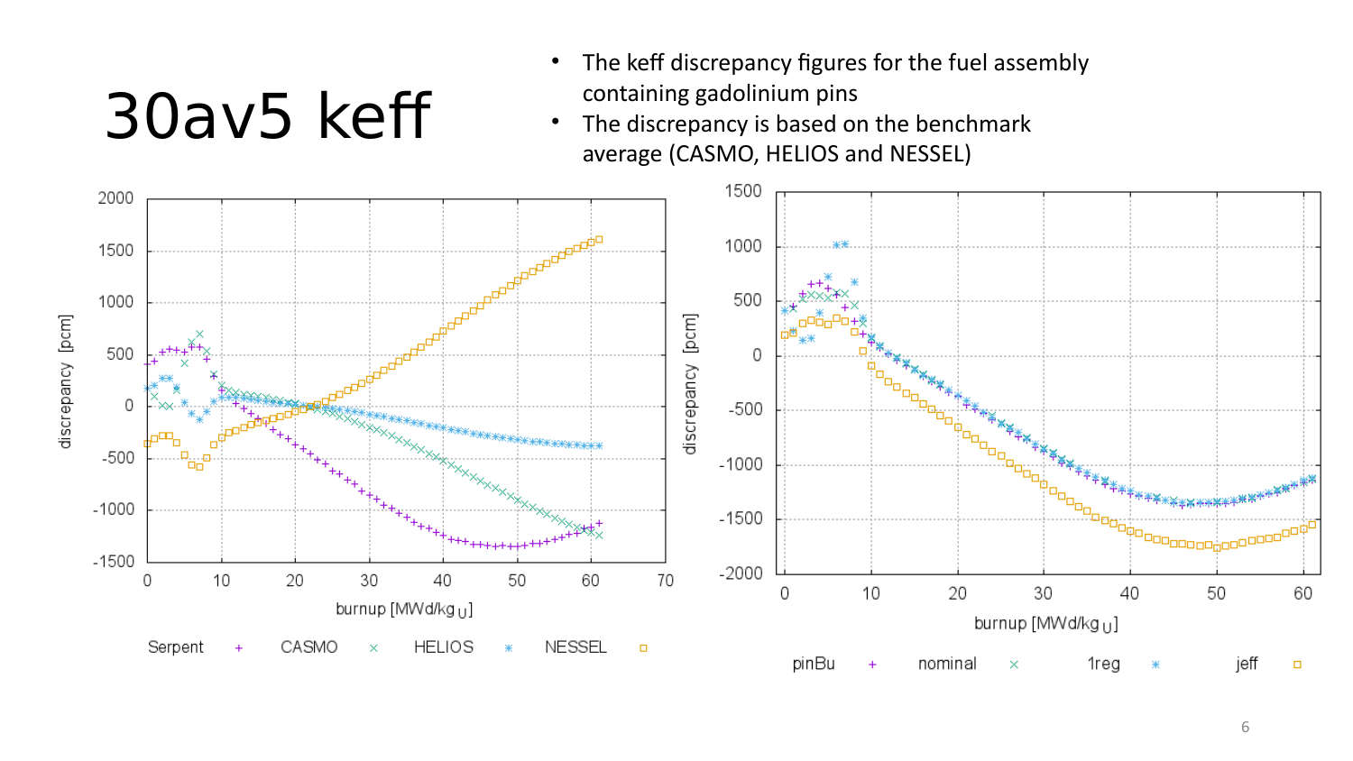# 30av5 keff

- The keff discrepancy figures for the fuel assembly containing gadolinium pins
- The discrepancy is based on the benchmark average (CASMO, HELIOS and NESSEL)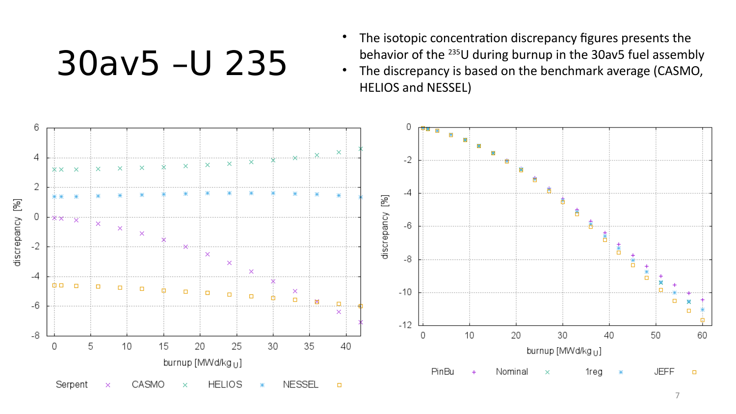# 30av5 –U 235

- The isotopic concentration discrepancy figures presents the behavior of the $^{235}$U during burnup in the 30av5 fuel assembly
- The discrepancy is based on the benchmark average (CASMO, HELIOS and NESSEL)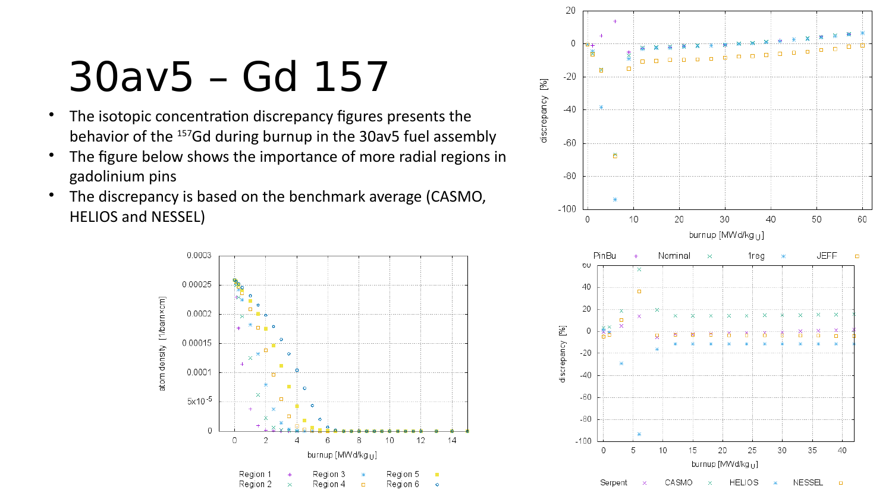# 30av5 – Gd 157

- The isotopic concentration discrepancy figures presents the behavior of the $^{157}$Gd during burnup in the 30av5 fuel assembly
- The figure below shows the importance of more radial regions in gadolinium pins
- The discrepancy is based on the benchmark average (CASMO, HELIOS and NESSEL)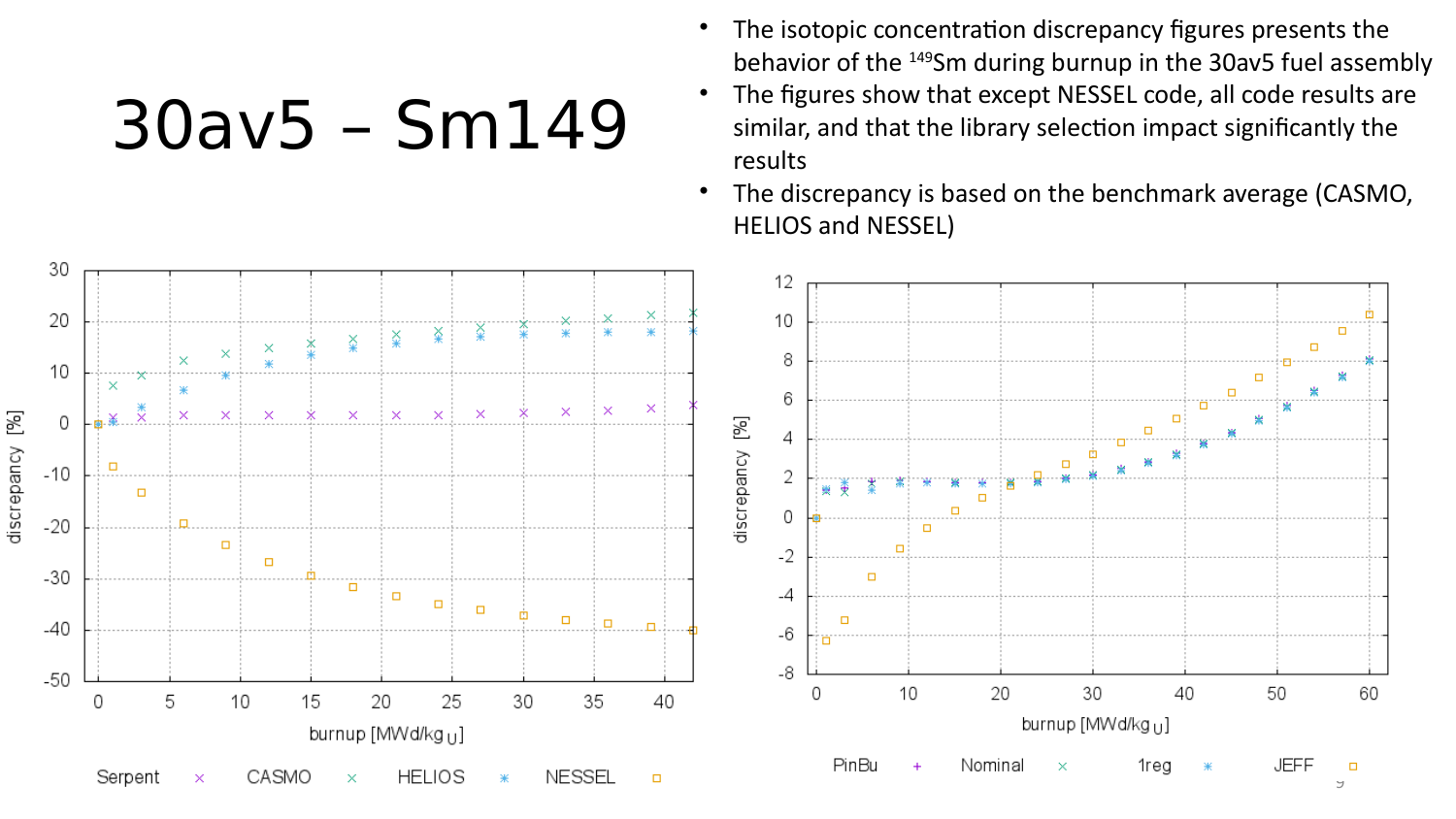# 30av5 – Sm149

- The isotopic concentration discrepancy figures presents the behavior of the $^{149}$Sm during burnup in the 30av5 fuel assembly
- The figures show that except NESSEL code, all code results are similar, and that the library selection impact significantly the results
- The discrepancy is based on the benchmark average (CASMO, HELIOS and NESSEL)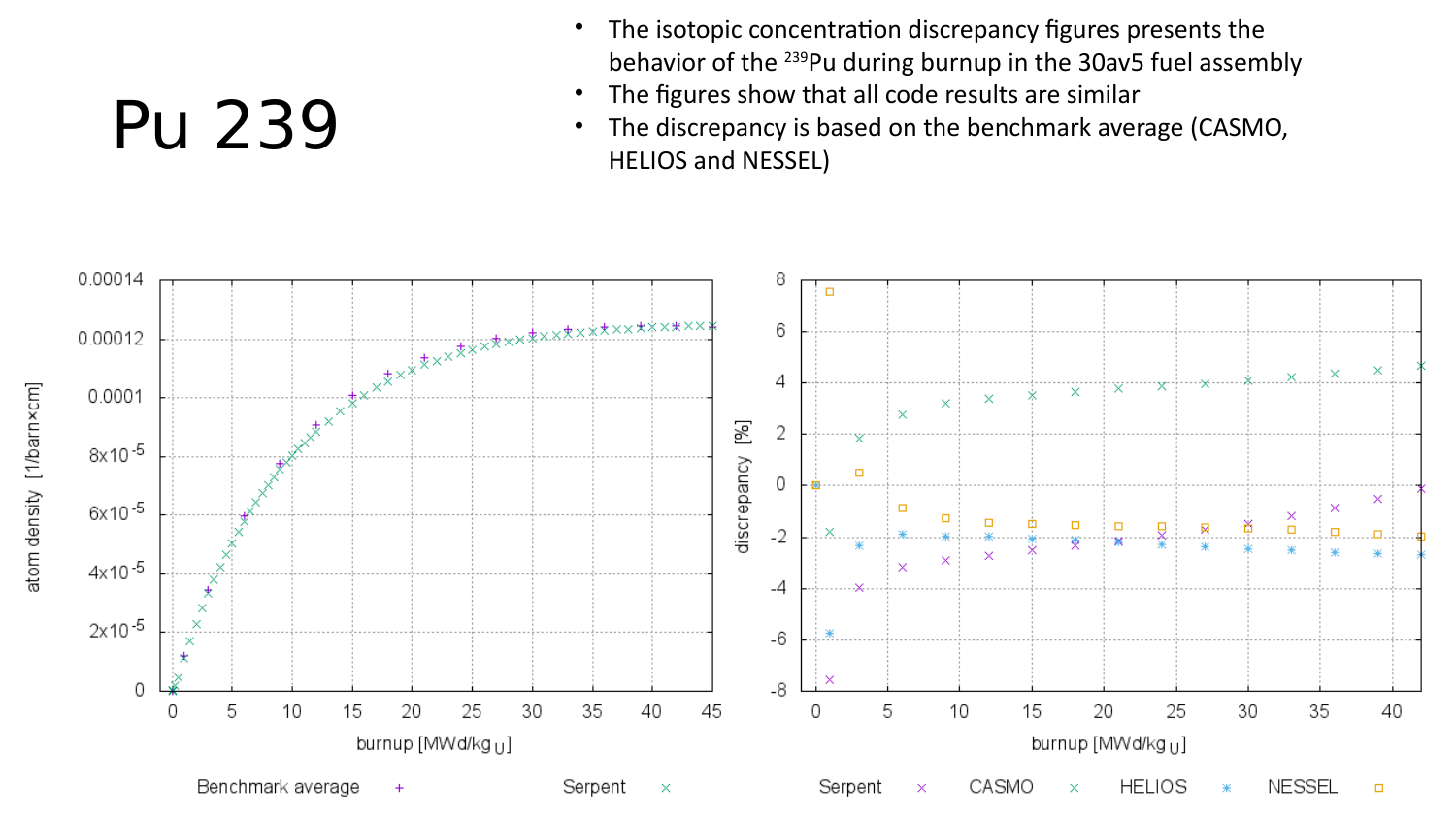# Pu 239

- The isotopic concentration discrepancy figures presents the behavior of the $^{239}$Pu during burnup in the 30av5 fuel assembly
- The figures show that all code results are similar
- The discrepancy is based on the benchmark average (CASMO, HELIOS and NESSEL)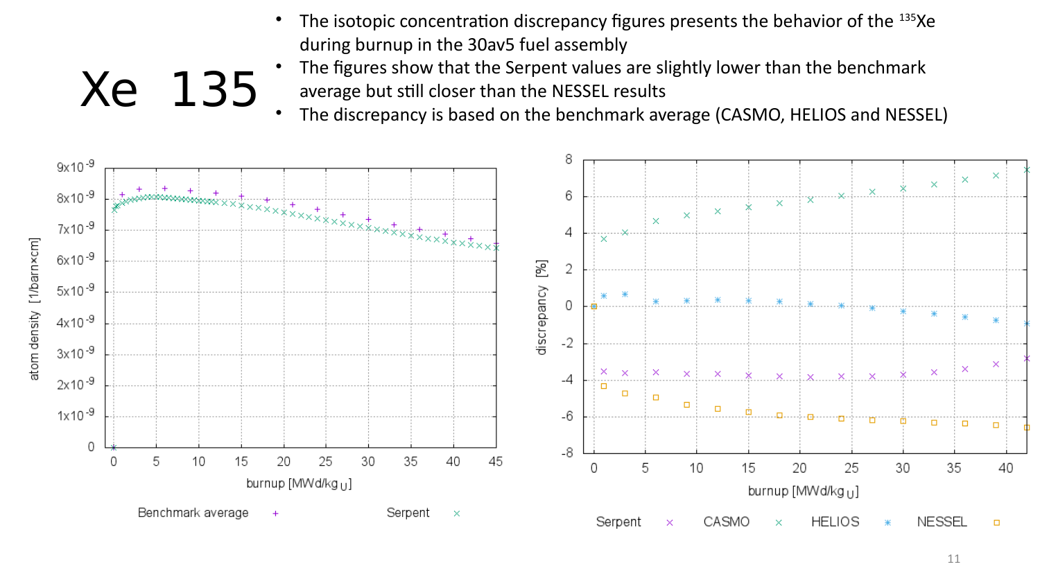# Xe 135

- The isotopic concentration discrepancy figures presents the behavior of the $^{135}Xe$ during burnup in the 30av5 fuel assembly
- The figures show that the Serpent values are slightly lower than the benchmark average but still closer than the NESSEL results
- The discrepancy is based on the benchmark average (CASMO, HELIOS and NESSEL)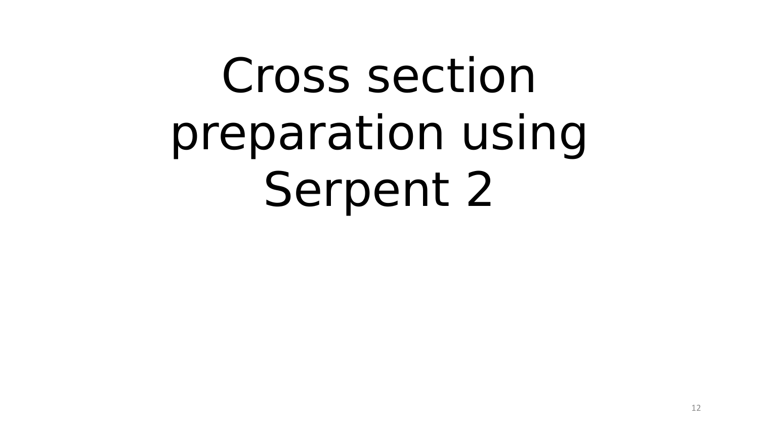# Cross section preparation using Serpent 2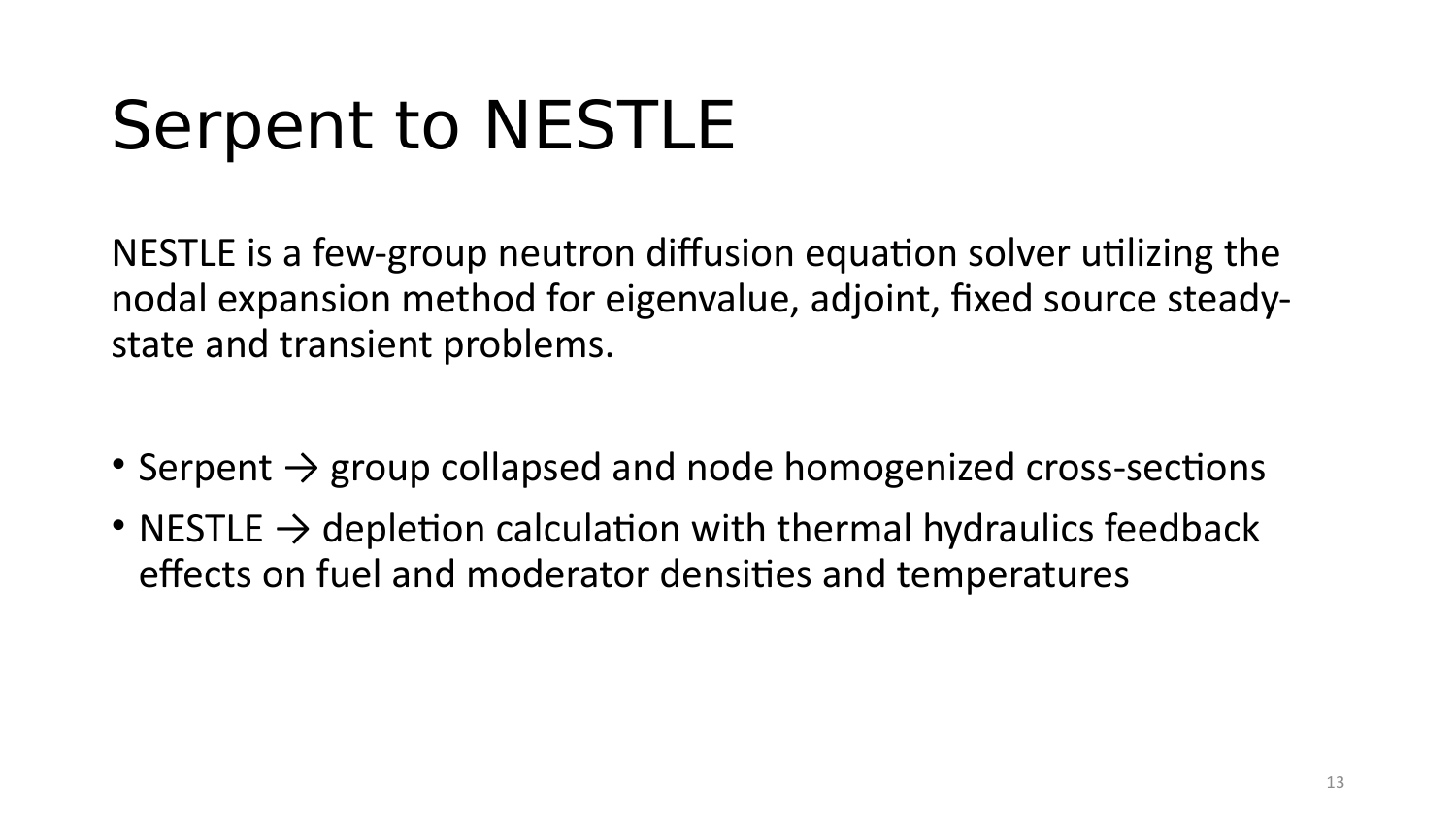# Serpent to NESTLE

NESTLE is a few-group neutron diffusion equation solver utilizing the nodal expansion method for eigenvalue, adjoint, fixed source steady-state and transient problems.

- Serpent → group collapsed and node homogenized cross-sections
- NESTLE → depletion calculation with thermal hydraulics feedback effects on fuel and moderator densities and temperatures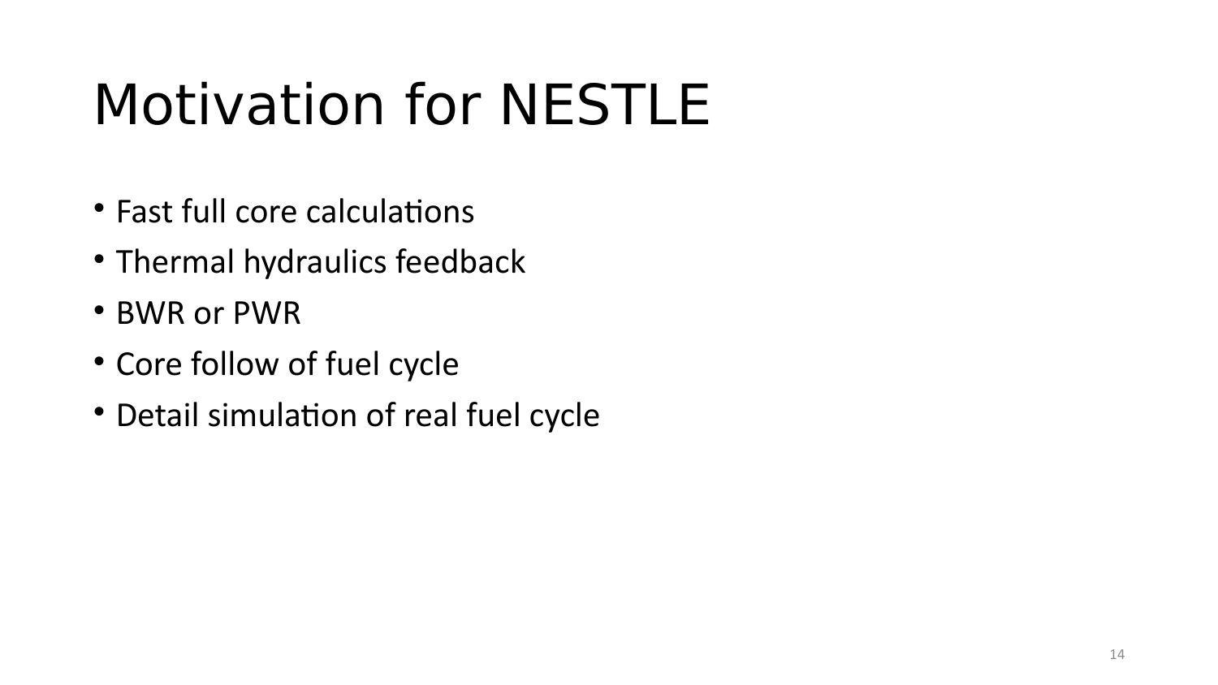# Motivation for NESTLE

- Fast full core calculations
- Thermal hydraulics feedback
- BWR or PWR
- Core follow of fuel cycle
- Detail simulation of real fuel cycle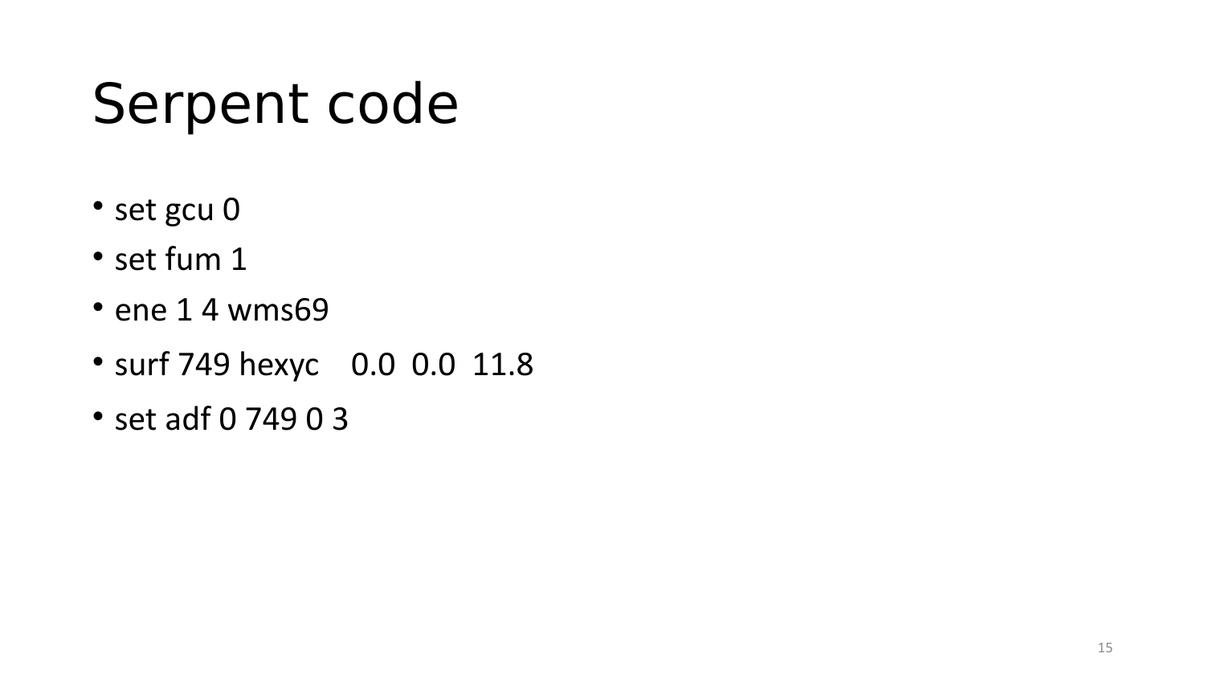# Serpent code

- set gcu 0
- set fum 1
- ene 1 4 wms69
- surf 749 hexyc    0.0  0.0  11.8
- set adf 0 749 0 3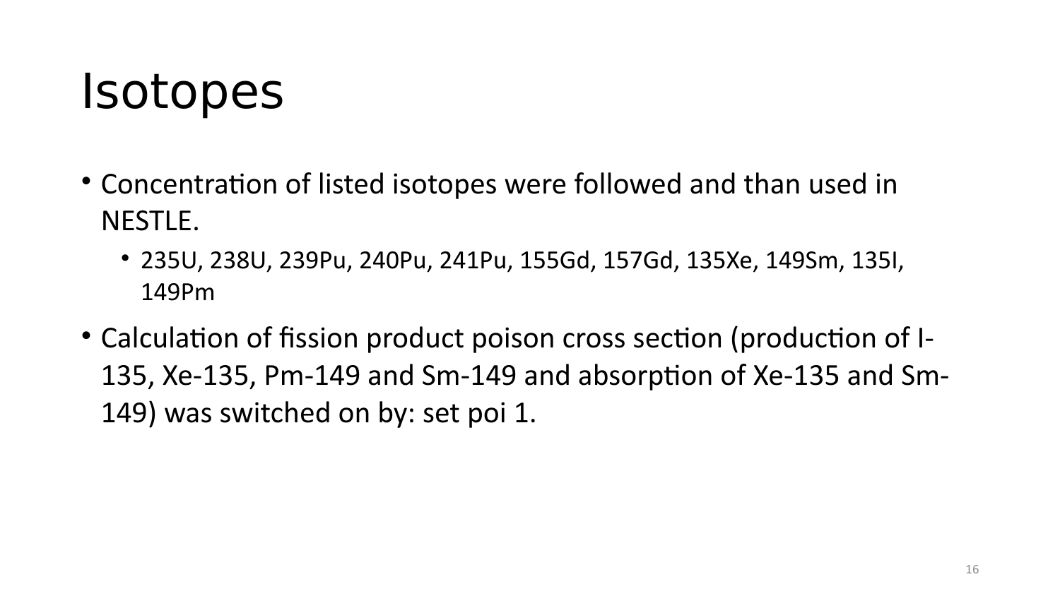# Isotopes

- Concentration of listed isotopes were followed and than used in NESTLE.
  - 235U, 238U, 239Pu, 240Pu, 241Pu, 155Gd, 157Gd, 135Xe, 149Sm, 135I, 149Pm
- Calculation of fission product poison cross section (production of I-135, Xe-135, Pm-149 and Sm-149 and absorption of Xe-135 and Sm-149) was switched on by: set poi 1.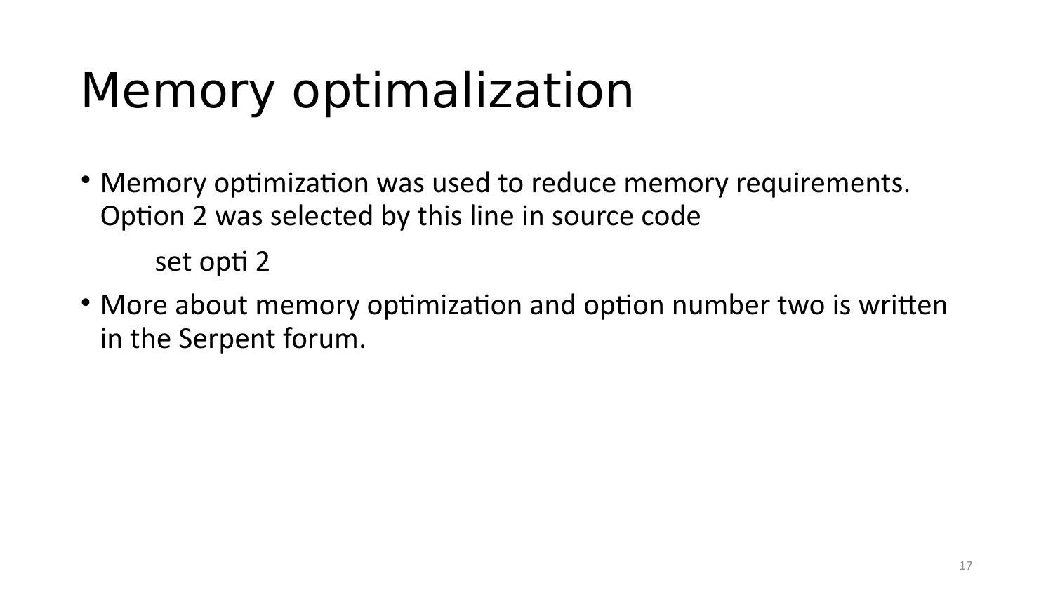# Memory optimalization

- Memory optimization was used to reduce memory requirements. Option 2 was selected by this line in source code

```
set opti 2
```

- More about memory optimization and option number two is written in the Serpent forum.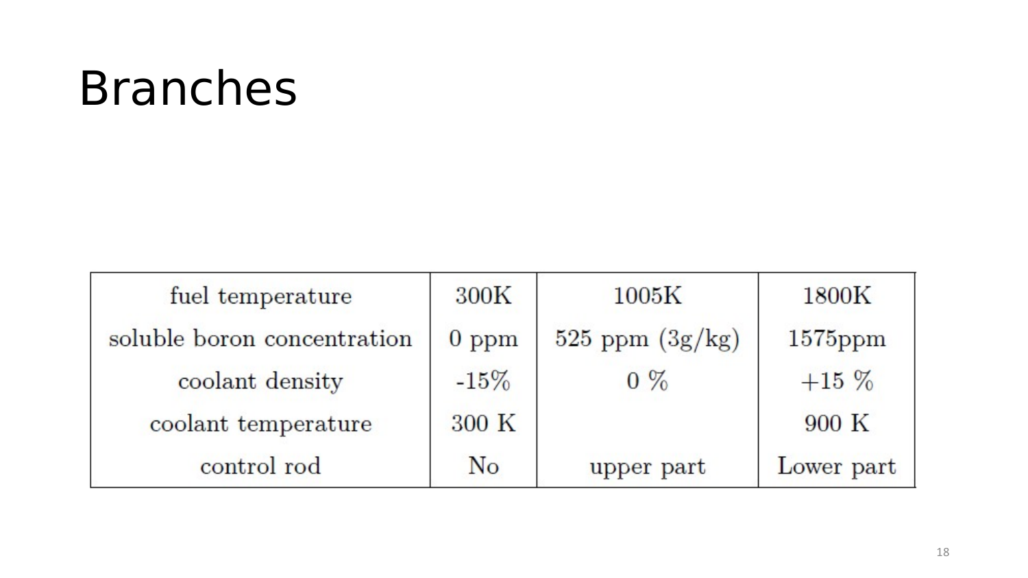# Branches

| fuel temperature | 300K | 1005K | 1800K |
|---|---|---|---|
| soluble boron concentration | 0 ppm | 525 ppm (3g/kg) | 1575ppm |
| coolant density | -15% | 0 % | +15 % |
| coolant temperature | 300 K | | 900 K |
| control rod | No | upper part | Lower part |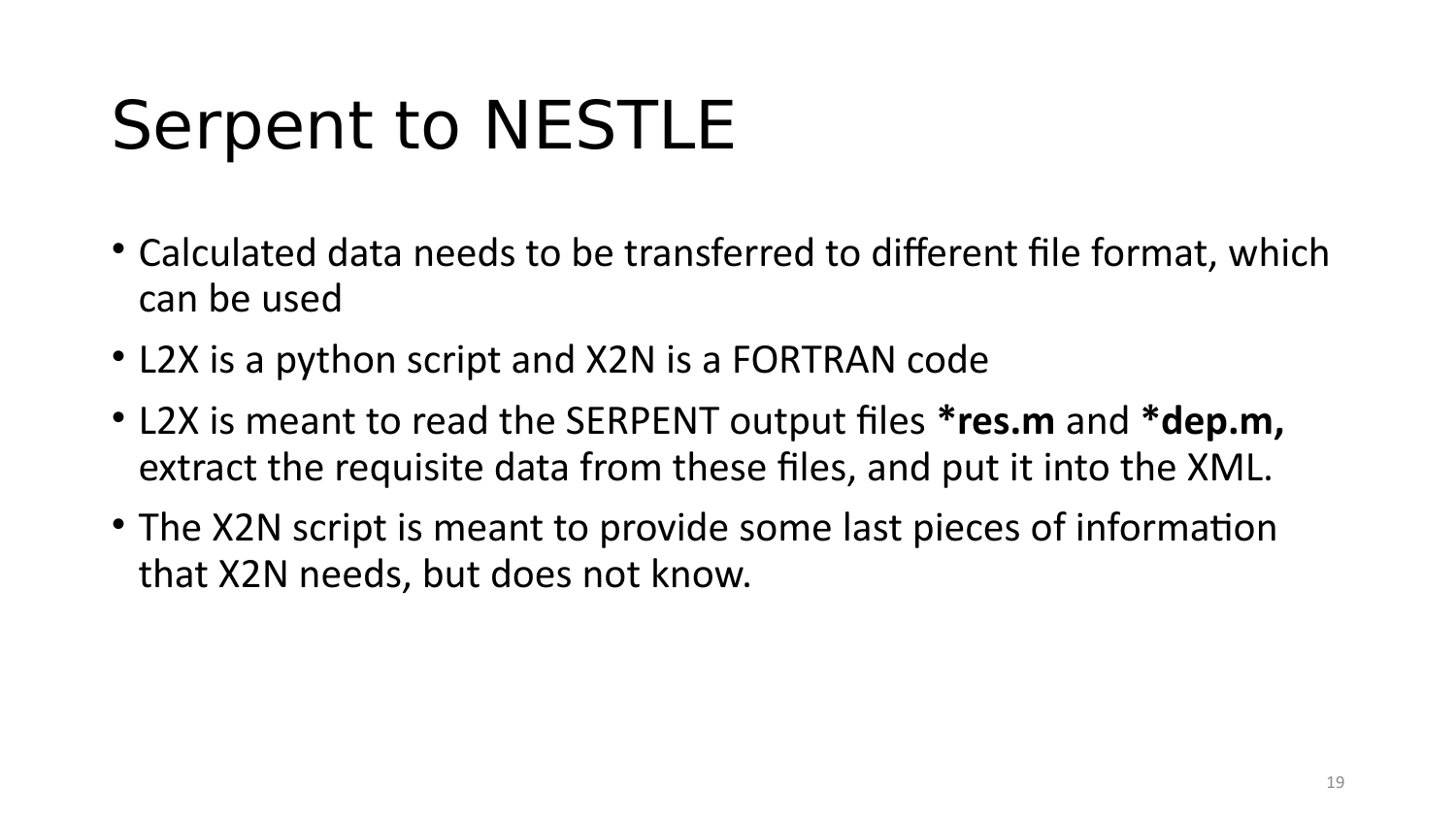# Serpent to NESTLE

- Calculated data needs to be transferred to different file format, which can be used
- L2X is a python script and X2N is a FORTRAN code
- L2X is meant to read the SERPENT output files **\*res.m** and **\*dep.m,** extract the requisite data from these files, and put it into the XML.
- The X2N script is meant to provide some last pieces of information that X2N needs, but does not know.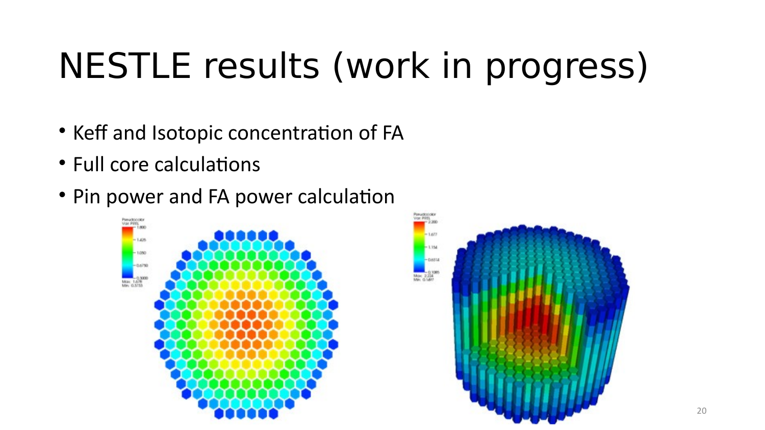# NESTLE results (work in progress)

- Keff and Isotopic concentration of FA
- Full core calculations
- Pin power and FA power calculation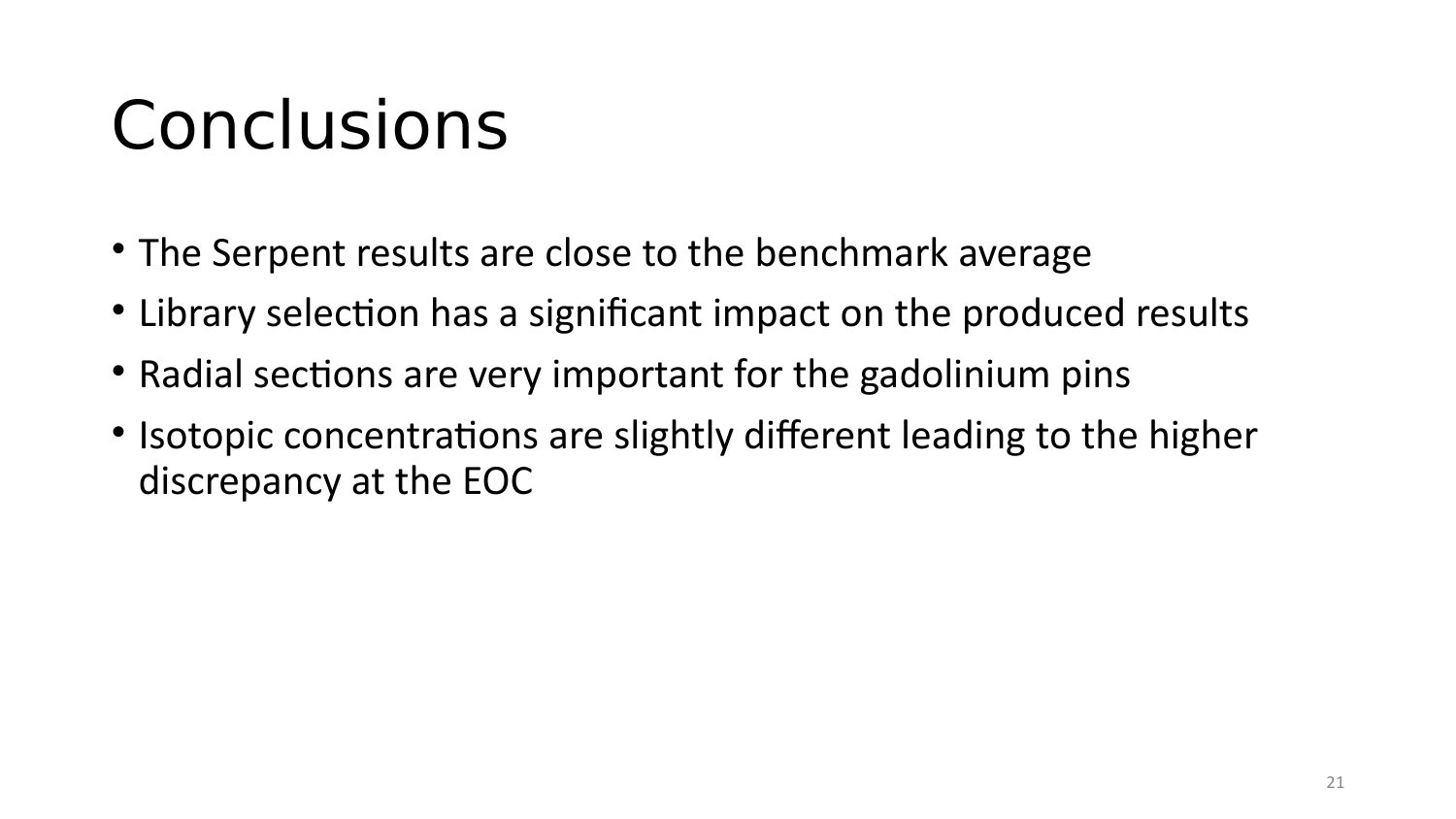# Conclusions

- The Serpent results are close to the benchmark average
- Library selection has a significant impact on the produced results
- Radial sections are very important for the gadolinium pins
- Isotopic concentrations are slightly different leading to the higher discrepancy at the EOC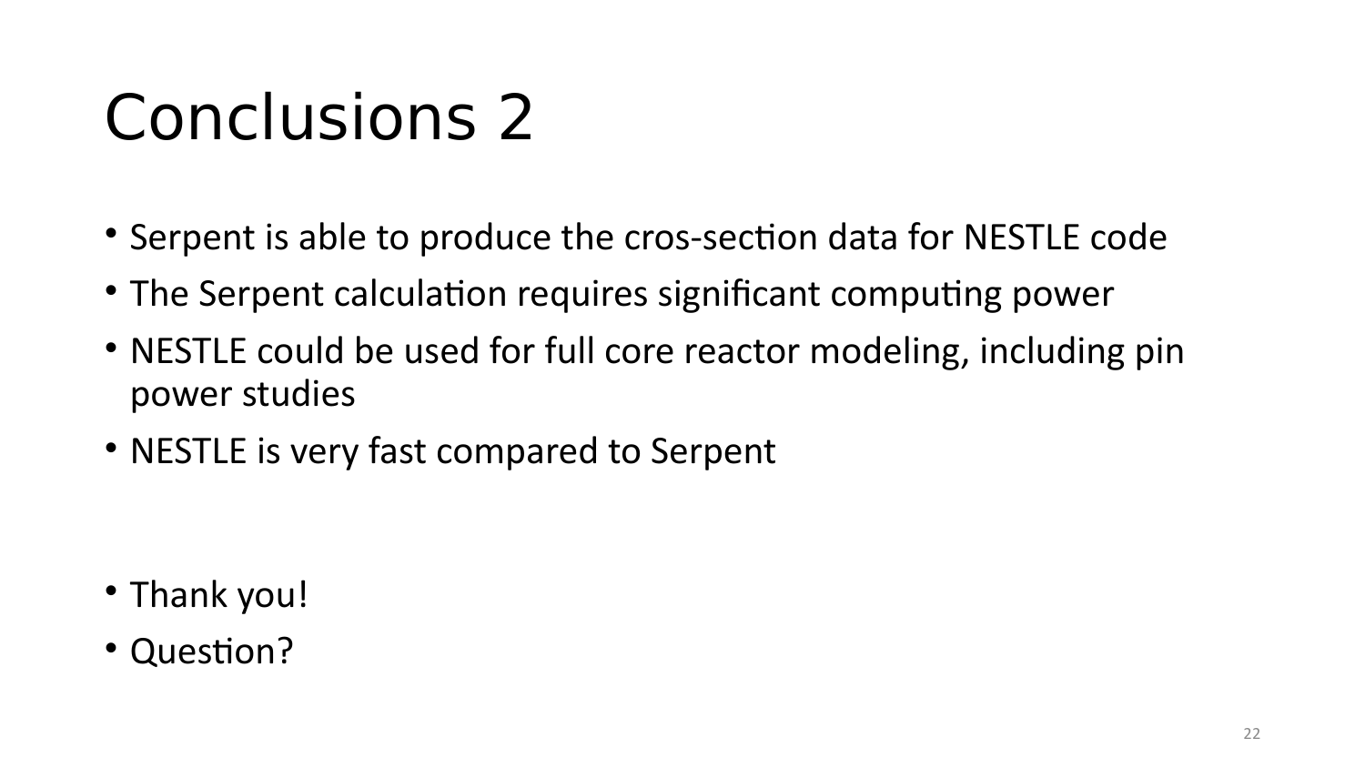# Conclusions 2

- Serpent is able to produce the cros-section data for NESTLE code
- The Serpent calculation requires significant computing power
- NESTLE could be used for full core reactor modeling, including pin power studies
- NESTLE is very fast compared to Serpent

- Thank you!
- Question?